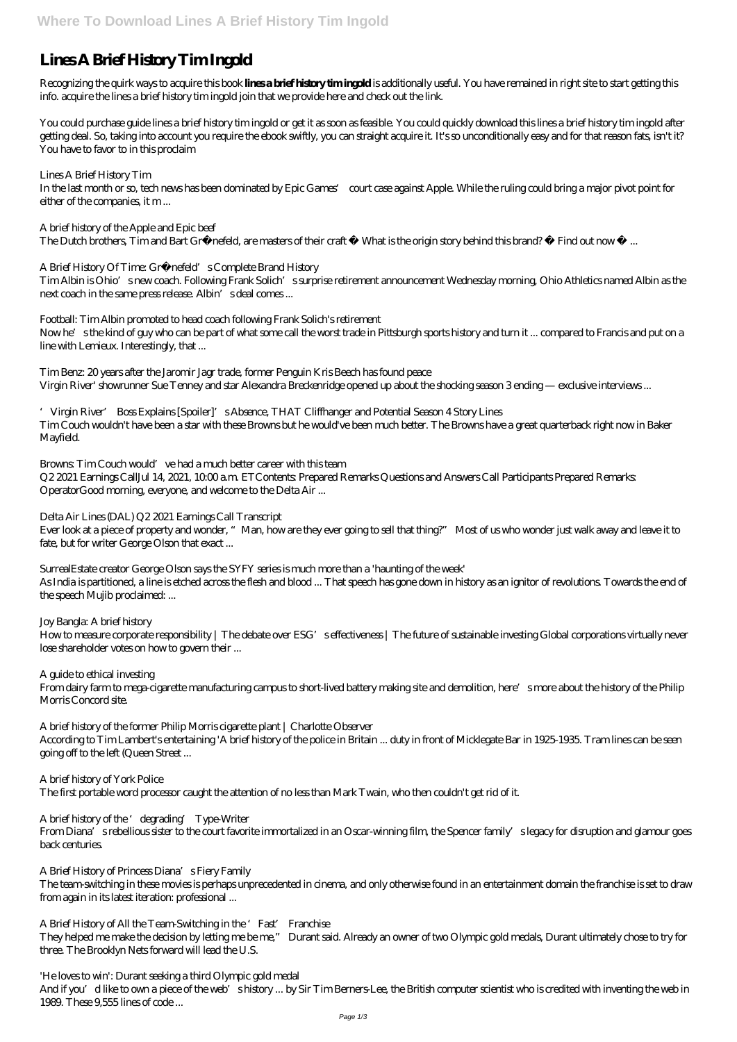# Lines A Brief History Tim Ingold

Recognizing the quirk ways to acquire this book **lines a brief history tim ingold** is additionally useful. You have remained in right site to start getting this info. acquire the lines a brief history tim ingold join that we provide here and check out the link.

You could purchase guide lines a brief history tim ingold or get it as soon as feasible. You could quickly download this lines a brief history tim ingold after getting deal. So, taking into account you require the ebook swiftly, you can straight acquire it. It's so unconditionally easy and for that reason fats, isn't it? You have to favor to in this proclaim

*Lines A Brief History Tim*
In the last month or so, tech news has been dominated by Epic Games' court case against Apple. While the ruling could bring a major pivot point for either of the companies, it m ...

*A brief history of the Apple and Epic beef*
The Dutch brothers, Tim and Bart Grönefeld, are masters of their craft • What is the origin story behind this brand? • Find out now • ...

*A Brief History Of Time: Grönefeld's Complete Brand History*
Tim Albin is Ohio's new coach. Following Frank Solich's surprise retirement announcement Wednesday morning, Ohio Athletics named Albin as the next coach in the same press release. Albin's deal comes ...

*Football: Tim Albin promoted to head coach following Frank Solich's retirement*
Now he's the kind of guy who can be part of what some call the worst trade in Pittsburgh sports history and turn it ... compared to Francis and put on a line with Lemieux. Interestingly, that ...

*Tim Benz: 20 years after the Jaromir Jagr trade, former Penguin Kris Beech has found peace*
Virgin River' showrunner Sue Tenney and star Alexandra Breckenridge opened up about the shocking season 3 ending — exclusive interviews ...

*'Virgin River' Boss Explains [Spoiler]'s Absence, THAT Cliffhanger and Potential Season 4 Story Lines*
Tim Couch wouldn't have been a star with these Browns but he would've been much better. The Browns have a great quarterback right now in Baker Mayfield.

*Browns: Tim Couch would've had a much better career with this team*
Q2 2021 Earnings CallJul 14, 2021, 10:00 a.m. ETContents: Prepared Remarks Questions and Answers Call Participants Prepared Remarks: OperatorGood morning, everyone, and welcome to the Delta Air ...

*Delta Air Lines (DAL) Q2 2021 Earnings Call Transcript*
Ever look at a piece of property and wonder, "Man, how are they ever going to sell that thing?" Most of us who wonder just walk away and leave it to fate, but for writer George Olson that exact ...

*SurrealEstate creator George Olson says the SYFY series is much more than a 'haunting of the week'*
As India is partitioned, a line is etched across the flesh and blood ... That speech has gone down in history as an ignitor of revolutions. Towards the end of the speech Mujib proclaimed: ...

*Joy Bangla: A brief history*
How to measure corporate responsibility | The debate over ESG's effectiveness | The future of sustainable investing Global corporations virtually never lose shareholder votes on how to govern their ...

*A guide to ethical investing*
From dairy farm to mega-cigarette manufacturing campus to short-lived battery making site and demolition, here's more about the history of the Philip Morris Concord site.

*A brief history of the former Philip Morris cigarette plant | Charlotte Observer*
According to Tim Lambert's entertaining 'A brief history of the police in Britain ... duty in front of Micklegate Bar in 1925-1935. Tram lines can be seen going off to the left (Queen Street ...

*A brief history of York Police*
The first portable word processor caught the attention of no less than Mark Twain, who then couldn't get rid of it.

*A brief history of the 'degrading' Type-Writer*
From Diana's rebellious sister to the court favorite immortalized in an Oscar-winning film, the Spencer family's legacy for disruption and glamour goes back centuries.

*A Brief History of Princess Diana's Fiery Family*
The team-switching in these movies is perhaps unprecedented in cinema, and only otherwise found in an entertainment domain the franchise is set to draw from again in its latest iteration: professional ...

*A Brief History of All the Team-Switching in the 'Fast' Franchise*
They helped me make the decision by letting me be me," Durant said. Already an owner of two Olympic gold medals, Durant ultimately chose to try for three. The Brooklyn Nets forward will lead the U.S.

*'He loves to win': Durant seeking a third Olympic gold medal*
And if you'd like to own a piece of the web's history ... by Sir Tim Berners-Lee, the British computer scientist who is credited with inventing the web in 1989. These 9,555 lines of code ...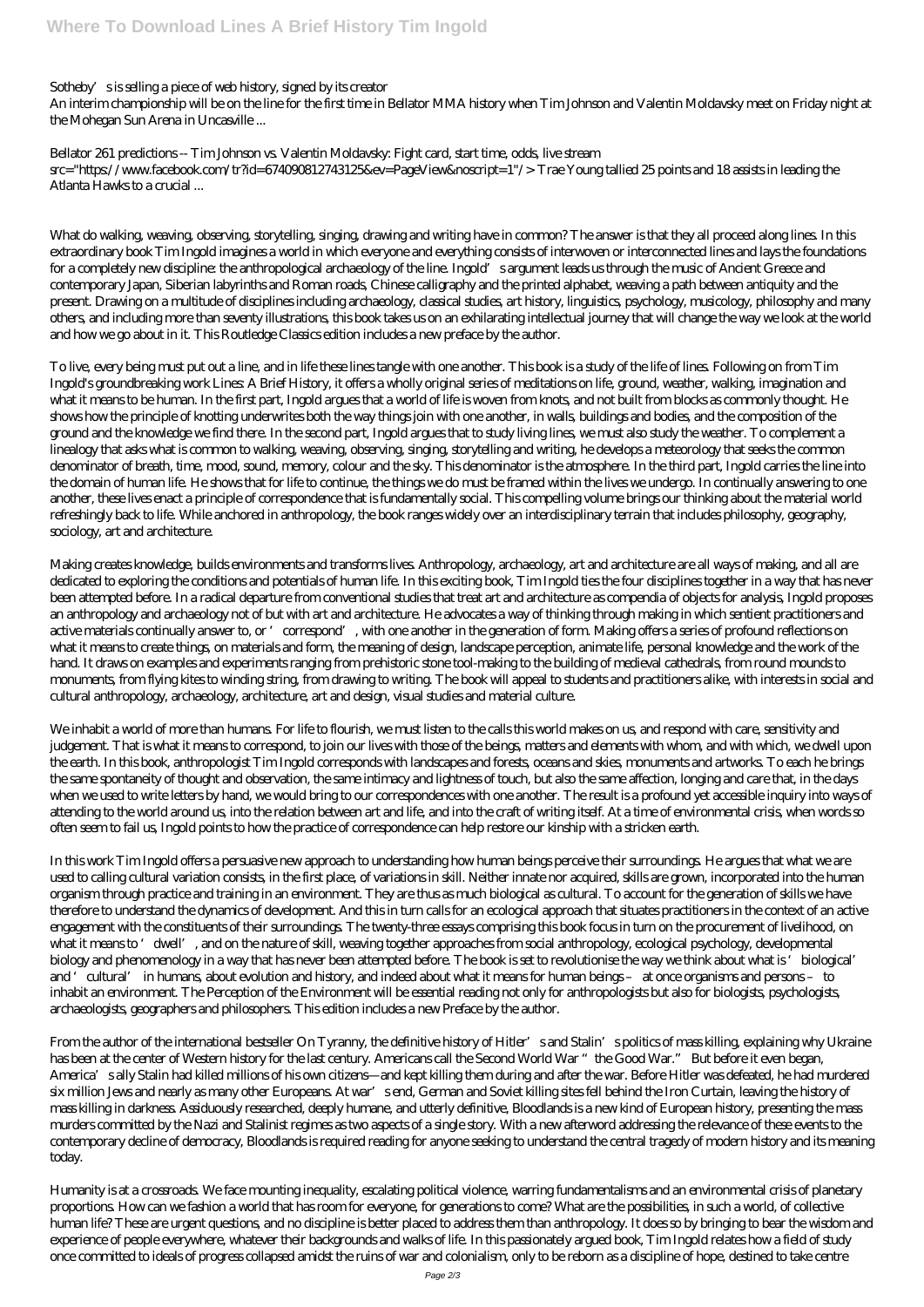Sotheby's is selling a piece of web history, signed by its creator

An interim championship will be on the line for the first time in Bellator MMA history when Tim Johnson and Valentin Moldavsky meet on Friday night at the Mohegan Sun Arena in Uncasville ...

Bellator 261 predictions -- Tim Johnson vs. Valentin Moldavsky: Fight card, start time, odds, live stream
src="https://www.facebook.com/tr?id=674090812743125&ev=PageView&noscript=1"/> Trae Young tallied 25 points and 18 assists in leading the Atlanta Hawks to a crucial ...

What do walking, weaving, observing, storytelling, singing, drawing and writing have in common? The answer is that they all proceed along lines. In this extraordinary book Tim Ingold imagines a world in which everyone and everything consists of interwoven or interconnected lines and lays the foundations for a completely new discipline: the anthropological archaeology of the line. Ingold's argument leads us through the music of Ancient Greece and contemporary Japan, Siberian labyrinths and Roman roads, Chinese calligraphy and the printed alphabet, weaving a path between antiquity and the present. Drawing on a multitude of disciplines including archaeology, classical studies, art history, linguistics, psychology, musicology, philosophy and many others, and including more than seventy illustrations, this book takes us on an exhilarating intellectual journey that will change the way we look at the world and how we go about in it. This Routledge Classics edition includes a new preface by the author.

To live, every being must put out a line, and in life these lines tangle with one another. This book is a study of the life of lines. Following on from Tim Ingold's groundbreaking work Lines: A Brief History, it offers a wholly original series of meditations on life, ground, weather, walking, imagination and what it means to be human. In the first part, Ingold argues that a world of life is woven from knots, and not built from blocks as commonly thought. He shows how the principle of knotting underwrites both the way things join with one another, in walls, buildings and bodies, and the composition of the ground and the knowledge we find there. In the second part, Ingold argues that to study living lines, we must also study the weather. To complement a linealogy that asks what is common to walking, weaving, observing, singing, storytelling and writing, he develops a meteorology that seeks the common denominator of breath, time, mood, sound, memory, colour and the sky. This denominator is the atmosphere. In the third part, Ingold carries the line into the domain of human life. He shows that for life to continue, the things we do must be framed within the lives we undergo. In continually answering to one another, these lives enact a principle of correspondence that is fundamentally social. This compelling volume brings our thinking about the material world refreshingly back to life. While anchored in anthropology, the book ranges widely over an interdisciplinary terrain that includes philosophy, geography, sociology, art and architecture.

Making creates knowledge, builds environments and transforms lives. Anthropology, archaeology, art and architecture are all ways of making, and all are dedicated to exploring the conditions and potentials of human life. In this exciting book, Tim Ingold ties the four disciplines together in a way that has never been attempted before. In a radical departure from conventional studies that treat art and architecture as compendia of objects for analysis, Ingold proposes an anthropology and archaeology not of but with art and architecture. He advocates a way of thinking through making in which sentient practitioners and active materials continually answer to, or 'correspond', with one another in the generation of form. Making offers a series of profound reflections on what it means to create things, on materials and form, the meaning of design, landscape perception, animate life, personal knowledge and the work of the hand. It draws on examples and experiments ranging from prehistoric stone tool-making to the building of medieval cathedrals, from round mounds to monuments, from flying kites to winding string, from drawing to writing. The book will appeal to students and practitioners alike, with interests in social and cultural anthropology, archaeology, architecture, art and design, visual studies and material culture.

We inhabit a world of more than humans. For life to flourish, we must listen to the calls this world makes on us, and respond with care, sensitivity and judgement. That is what it means to correspond, to join our lives with those of the beings, matters and elements with whom, and with which, we dwell upon the earth. In this book, anthropologist Tim Ingold corresponds with landscapes and forests, oceans and skies, monuments and artworks. To each he brings the same spontaneity of thought and observation, the same intimacy and lightness of touch, but also the same affection, longing and care that, in the days when we used to write letters by hand, we would bring to our correspondences with one another. The result is a profound yet accessible inquiry into ways of attending to the world around us, into the relation between art and life, and into the craft of writing itself. At a time of environmental crisis, when words so often seem to fail us, Ingold points to how the practice of correspondence can help restore our kinship with a stricken earth.

In this work Tim Ingold offers a persuasive new approach to understanding how human beings perceive their surroundings. He argues that what we are used to calling cultural variation consists, in the first place, of variations in skill. Neither innate nor acquired, skills are grown, incorporated into the human organism through practice and training in an environment. They are thus as much biological as cultural. To account for the generation of skills we have therefore to understand the dynamics of development. And this in turn calls for an ecological approach that situates practitioners in the context of an active engagement with the constituents of their surroundings. The twenty-three essays comprising this book focus in turn on the procurement of livelihood, on what it means to 'dwell', and on the nature of skill, weaving together approaches from social anthropology, ecological psychology, developmental biology and phenomenology in a way that has never been attempted before. The book is set to revolutionise the way we think about what is 'biological' and 'cultural' in humans, about evolution and history, and indeed about what it means for human beings – at once organisms and persons – to inhabit an environment. The Perception of the Environment will be essential reading not only for anthropologists but also for biologists, psychologists, archaeologists, geographers and philosophers. This edition includes a new Preface by the author.

From the author of the international bestseller On Tyranny, the definitive history of Hitler's and Stalin's politics of mass killing, explaining why Ukraine has been at the center of Western history for the last century. Americans call the Second World War "the Good War." But before it even began, America's ally Stalin had killed millions of his own citizens—and kept killing them during and after the war. Before Hitler was defeated, he had murdered six million Jews and nearly as many other Europeans. At war's end, German and Soviet killing sites fell behind the Iron Curtain, leaving the history of mass killing in darkness. Assiduously researched, deeply humane, and utterly definitive, Bloodlands is a new kind of European history, presenting the mass murders committed by the Nazi and Stalinist regimes as two aspects of a single story. With a new afterword addressing the relevance of these events to the contemporary decline of democracy, Bloodlands is required reading for anyone seeking to understand the central tragedy of modern history and its meaning today.

Humanity is at a crossroads. We face mounting inequality, escalating political violence, warring fundamentalisms and an environmental crisis of planetary proportions. How can we fashion a world that has room for everyone, for generations to come? What are the possibilities, in such a world, of collective human life? These are urgent questions, and no discipline is better placed to address them than anthropology. It does so by bringing to bear the wisdom and experience of people everywhere, whatever their backgrounds and walks of life. In this passionately argued book, Tim Ingold relates how a field of study once committed to ideals of progress collapsed amidst the ruins of war and colonialism, only to be reborn as a discipline of hope, destined to take centre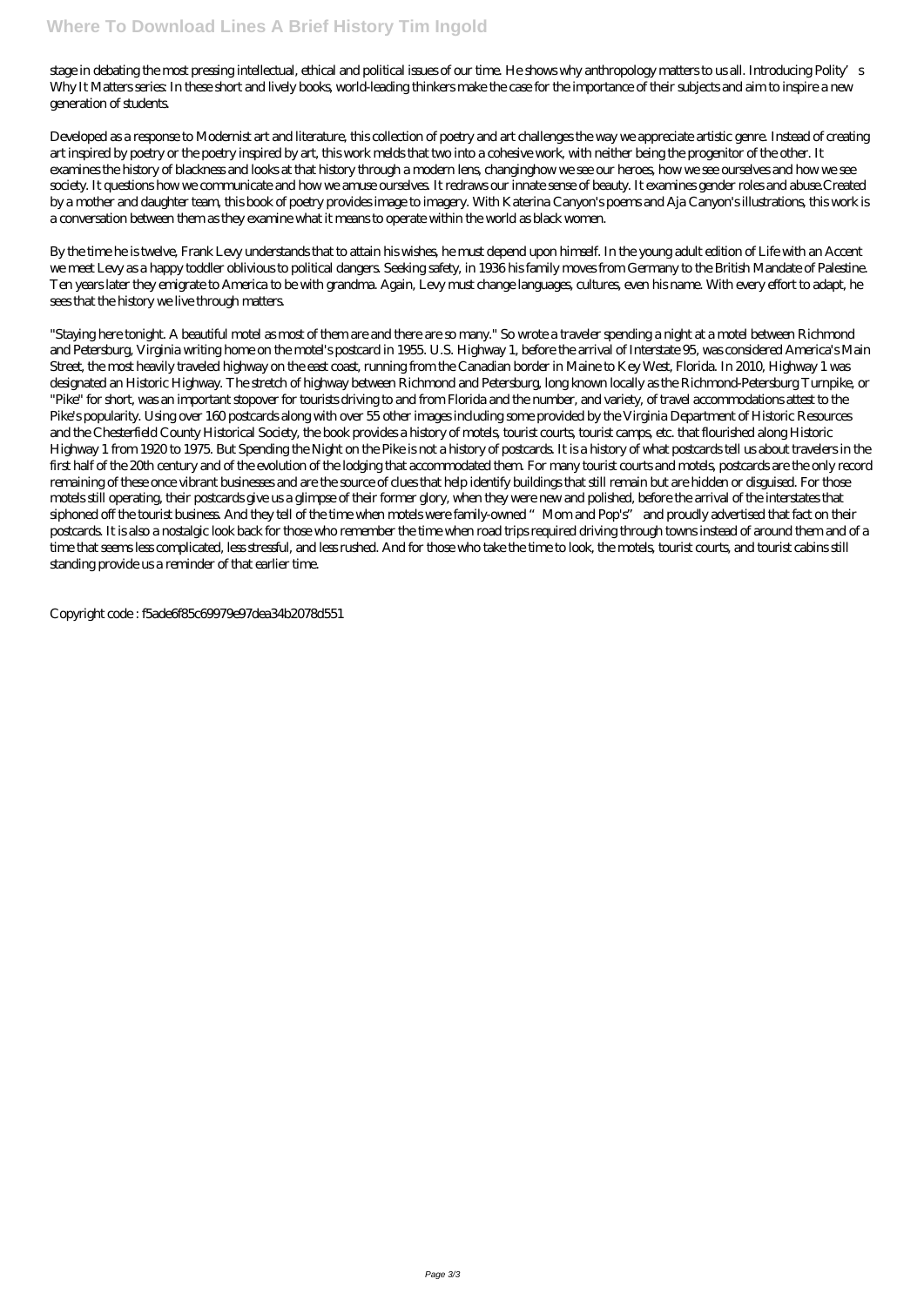stage in debating the most pressing intellectual, ethical and political issues of our time. He shows why anthropology matters to us all. Introducing Polity's Why It Matters series: In these short and lively books, world-leading thinkers make the case for the importance of their subjects and aim to inspire a new generation of students.

Developed as a response to Modernist art and literature, this collection of poetry and art challenges the way we appreciate artistic genre. Instead of creating art inspired by poetry or the poetry inspired by art, this work melds that two into a cohesive work, with neither being the progenitor of the other. It examines the history of blackness and looks at that history through a modern lens, changinghow we see our heroes, how we see ourselves and how we see society. It questions how we communicate and how we amuse ourselves. It redraws our innate sense of beauty. It examines gender roles and abuse.Created by a mother and daughter team, this book of poetry provides image to imagery. With Katerina Canyon's poems and Aja Canyon's illustrations, this work is a conversation between them as they examine what it means to operate within the world as black women.

By the time he is twelve, Frank Levy understands that to attain his wishes, he must depend upon himself. In the young adult edition of Life with an Accent we meet Levy as a happy toddler oblivious to political dangers. Seeking safety, in 1936 his family moves from Germany to the British Mandate of Palestine. Ten years later they emigrate to America to be with grandma. Again, Levy must change languages, cultures, even his name. With every effort to adapt, he sees that the history we live through matters.

"Staying here tonight. A beautiful motel as most of them are and there are so many." So wrote a traveler spending a night at a motel between Richmond and Petersburg, Virginia writing home on the motel's postcard in 1955. U.S. Highway 1, before the arrival of Interstate 95, was considered America's Main Street, the most heavily traveled highway on the east coast, running from the Canadian border in Maine to Key West, Florida. In 2010, Highway 1 was designated an Historic Highway. The stretch of highway between Richmond and Petersburg, long known locally as the Richmond-Petersburg Turnpike, or "Pike" for short, was an important stopover for tourists driving to and from Florida and the number, and variety, of travel accommodations attest to the Pike's popularity. Using over 160 postcards along with over 55 other images including some provided by the Virginia Department of Historic Resources and the Chesterfield County Historical Society, the book provides a history of motels, tourist courts, tourist camps, etc. that flourished along Historic Highway 1 from 1920 to 1975. But Spending the Night on the Pike is not a history of postcards. It is a history of what postcards tell us about travelers in the first half of the 20th century and of the evolution of the lodging that accommodated them. For many tourist courts and motels, postcards are the only record remaining of these once vibrant businesses and are the source of clues that help identify buildings that still remain but are hidden or disguised. For those motels still operating, their postcards give us a glimpse of their former glory, when they were new and polished, before the arrival of the interstates that siphoned off the tourist business. And they tell of the time when motels were family-owned "Mom and Pop's" and proudly advertised that fact on their postcards. It is also a nostalgic look back for those who remember the time when road trips required driving through towns instead of around them and of a time that seems less complicated, less stressful, and less rushed. And for those who take the time to look, the motels, tourist courts, and tourist cabins still standing provide us a reminder of that earlier time.

Copyright code : f5ade6f85c69979e97dea34b2078d551